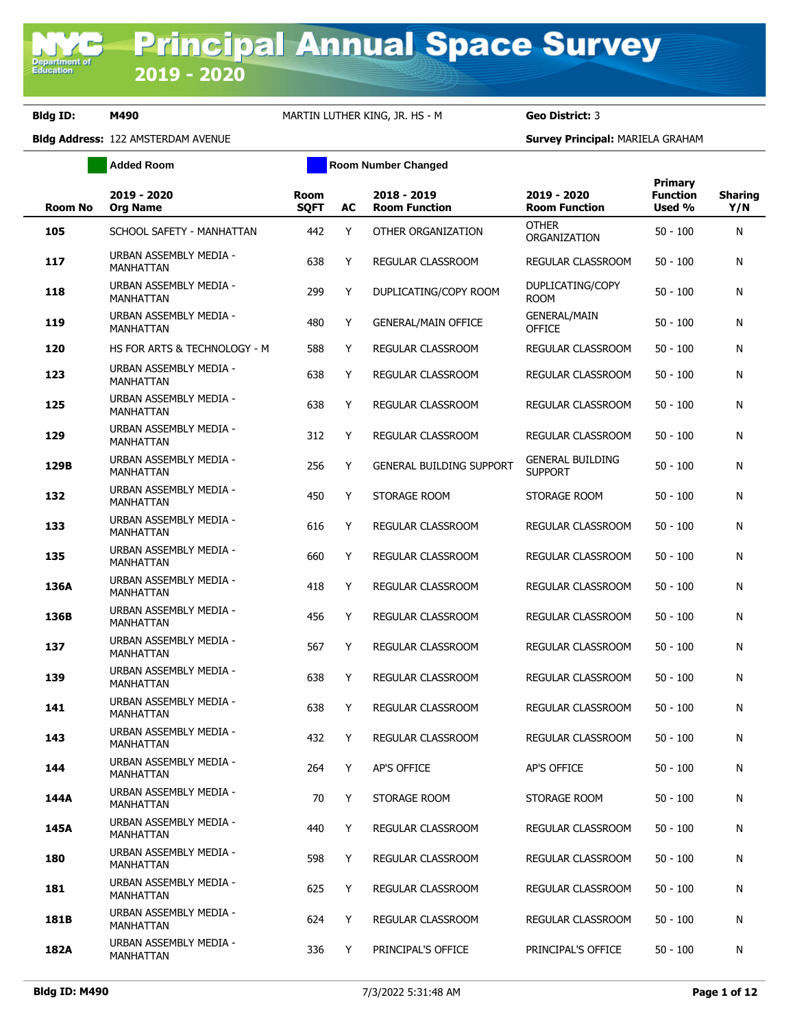# Principal Annual Space Survey 2019 - 2020

**Bldg ID:** M490 MARTIN LUTHER KING, JR. HS - M **Geo District:** 3

**Bldg Address:** 122 AMSTERDAM AVENUE **Survey Principal:** MARIELA GRAHAM

Added Room | Room Number Changed

| Room No | 2019 - 2020 Org Name | Room SQFT | AC | 2018 - 2019 Room Function | 2019 - 2020 Room Function | Primary Function Used % | Sharing Y/N |
|---|---|---|---|---|---|---|---|
| **105** | SCHOOL SAFETY - MANHATTAN | 442 | Y | OTHER ORGANIZATION | OTHER ORGANIZATION | 50 - 100 | N |
| **117** | URBAN ASSEMBLY MEDIA - MANHATTAN | 638 | Y | REGULAR CLASSROOM | REGULAR CLASSROOM | 50 - 100 | N |
| **118** | URBAN ASSEMBLY MEDIA - MANHATTAN | 299 | Y | DUPLICATING/COPY ROOM | DUPLICATING/COPY ROOM | 50 - 100 | N |
| **119** | URBAN ASSEMBLY MEDIA - MANHATTAN | 480 | Y | GENERAL/MAIN OFFICE | GENERAL/MAIN OFFICE | 50 - 100 | N |
| **120** | HS FOR ARTS & TECHNOLOGY - M | 588 | Y | REGULAR CLASSROOM | REGULAR CLASSROOM | 50 - 100 | N |
| **123** | URBAN ASSEMBLY MEDIA - MANHATTAN | 638 | Y | REGULAR CLASSROOM | REGULAR CLASSROOM | 50 - 100 | N |
| **125** | URBAN ASSEMBLY MEDIA - MANHATTAN | 638 | Y | REGULAR CLASSROOM | REGULAR CLASSROOM | 50 - 100 | N |
| **129** | URBAN ASSEMBLY MEDIA - MANHATTAN | 312 | Y | REGULAR CLASSROOM | REGULAR CLASSROOM | 50 - 100 | N |
| **129B** | URBAN ASSEMBLY MEDIA - MANHATTAN | 256 | Y | GENERAL BUILDING SUPPORT | GENERAL BUILDING SUPPORT | 50 - 100 | N |
| **132** | URBAN ASSEMBLY MEDIA - MANHATTAN | 450 | Y | STORAGE ROOM | STORAGE ROOM | 50 - 100 | N |
| **133** | URBAN ASSEMBLY MEDIA - MANHATTAN | 616 | Y | REGULAR CLASSROOM | REGULAR CLASSROOM | 50 - 100 | N |
| **135** | URBAN ASSEMBLY MEDIA - MANHATTAN | 660 | Y | REGULAR CLASSROOM | REGULAR CLASSROOM | 50 - 100 | N |
| **136A** | URBAN ASSEMBLY MEDIA - MANHATTAN | 418 | Y | REGULAR CLASSROOM | REGULAR CLASSROOM | 50 - 100 | N |
| **136B** | URBAN ASSEMBLY MEDIA - MANHATTAN | 456 | Y | REGULAR CLASSROOM | REGULAR CLASSROOM | 50 - 100 | N |
| **137** | URBAN ASSEMBLY MEDIA - MANHATTAN | 567 | Y | REGULAR CLASSROOM | REGULAR CLASSROOM | 50 - 100 | N |
| **139** | URBAN ASSEMBLY MEDIA - MANHATTAN | 638 | Y | REGULAR CLASSROOM | REGULAR CLASSROOM | 50 - 100 | N |
| **141** | URBAN ASSEMBLY MEDIA - MANHATTAN | 638 | Y | REGULAR CLASSROOM | REGULAR CLASSROOM | 50 - 100 | N |
| **143** | URBAN ASSEMBLY MEDIA - MANHATTAN | 432 | Y | REGULAR CLASSROOM | REGULAR CLASSROOM | 50 - 100 | N |
| **144** | URBAN ASSEMBLY MEDIA - MANHATTAN | 264 | Y | AP'S OFFICE | AP'S OFFICE | 50 - 100 | N |
| **144A** | URBAN ASSEMBLY MEDIA - MANHATTAN | 70 | Y | STORAGE ROOM | STORAGE ROOM | 50 - 100 | N |
| **145A** | URBAN ASSEMBLY MEDIA - MANHATTAN | 440 | Y | REGULAR CLASSROOM | REGULAR CLASSROOM | 50 - 100 | N |
| **180** | URBAN ASSEMBLY MEDIA - MANHATTAN | 598 | Y | REGULAR CLASSROOM | REGULAR CLASSROOM | 50 - 100 | N |
| **181** | URBAN ASSEMBLY MEDIA - MANHATTAN | 625 | Y | REGULAR CLASSROOM | REGULAR CLASSROOM | 50 - 100 | N |
| **181B** | URBAN ASSEMBLY MEDIA - MANHATTAN | 624 | Y | REGULAR CLASSROOM | REGULAR CLASSROOM | 50 - 100 | N |
| **182A** | URBAN ASSEMBLY MEDIA - MANHATTAN | 336 | Y | PRINCIPAL'S OFFICE | PRINCIPAL'S OFFICE | 50 - 100 | N |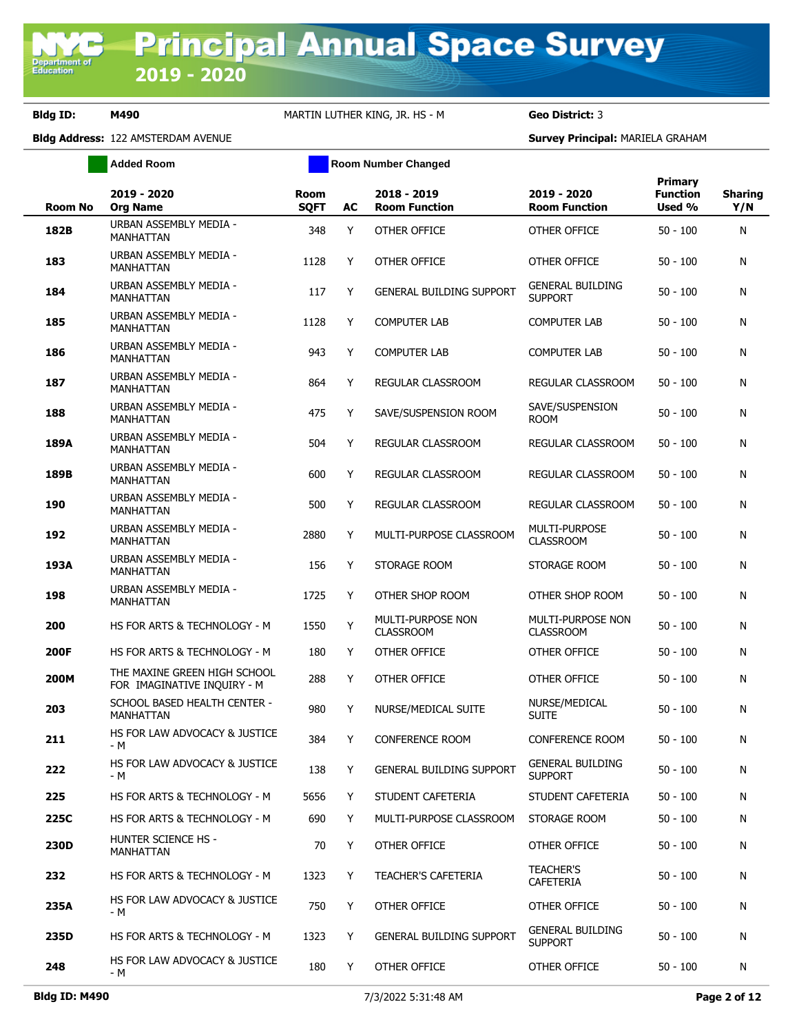**Bldg ID:** M490 MARTIN LUTHER KING, JR. HS - M **Geo District:** 3

**Bldg Address:** 122 AMSTERDAM AVENUE **Survey Principal:** MARIELA GRAHAM

Added Room | Room Number Changed

| Room No | 2019 - 2020 Org Name | Room SQFT | AC | 2018 - 2019 Room Function | 2019 - 2020 Room Function | Primary Function Used % | Sharing Y/N |
|---|---|---|---|---|---|---|---|
| 182B | URBAN ASSEMBLY MEDIA - MANHATTAN | 348 | Y | OTHER OFFICE | OTHER OFFICE | 50 - 100 | N |
| 183 | URBAN ASSEMBLY MEDIA - MANHATTAN | 1128 | Y | OTHER OFFICE | OTHER OFFICE | 50 - 100 | N |
| 184 | URBAN ASSEMBLY MEDIA - MANHATTAN | 117 | Y | GENERAL BUILDING SUPPORT | GENERAL BUILDING SUPPORT | 50 - 100 | N |
| 185 | URBAN ASSEMBLY MEDIA - MANHATTAN | 1128 | Y | COMPUTER LAB | COMPUTER LAB | 50 - 100 | N |
| 186 | URBAN ASSEMBLY MEDIA - MANHATTAN | 943 | Y | COMPUTER LAB | COMPUTER LAB | 50 - 100 | N |
| 187 | URBAN ASSEMBLY MEDIA - MANHATTAN | 864 | Y | REGULAR CLASSROOM | REGULAR CLASSROOM | 50 - 100 | N |
| 188 | URBAN ASSEMBLY MEDIA - MANHATTAN | 475 | Y | SAVE/SUSPENSION ROOM | SAVE/SUSPENSION ROOM | 50 - 100 | N |
| 189A | URBAN ASSEMBLY MEDIA - MANHATTAN | 504 | Y | REGULAR CLASSROOM | REGULAR CLASSROOM | 50 - 100 | N |
| 189B | URBAN ASSEMBLY MEDIA - MANHATTAN | 600 | Y | REGULAR CLASSROOM | REGULAR CLASSROOM | 50 - 100 | N |
| 190 | URBAN ASSEMBLY MEDIA - MANHATTAN | 500 | Y | REGULAR CLASSROOM | REGULAR CLASSROOM | 50 - 100 | N |
| 192 | URBAN ASSEMBLY MEDIA - MANHATTAN | 2880 | Y | MULTI-PURPOSE CLASSROOM | MULTI-PURPOSE CLASSROOM | 50 - 100 | N |
| 193A | URBAN ASSEMBLY MEDIA - MANHATTAN | 156 | Y | STORAGE ROOM | STORAGE ROOM | 50 - 100 | N |
| 198 | URBAN ASSEMBLY MEDIA - MANHATTAN | 1725 | Y | OTHER SHOP ROOM | OTHER SHOP ROOM | 50 - 100 | N |
| 200 | HS FOR ARTS & TECHNOLOGY - M | 1550 | Y | MULTI-PURPOSE NON CLASSROOM | MULTI-PURPOSE NON CLASSROOM | 50 - 100 | N |
| 200F | HS FOR ARTS & TECHNOLOGY - M | 180 | Y | OTHER OFFICE | OTHER OFFICE | 50 - 100 | N |
| 200M | THE MAXINE GREEN HIGH SCHOOL FOR IMAGINATIVE INQUIRY - M | 288 | Y | OTHER OFFICE | OTHER OFFICE | 50 - 100 | N |
| 203 | SCHOOL BASED HEALTH CENTER - MANHATTAN | 980 | Y | NURSE/MEDICAL SUITE | NURSE/MEDICAL SUITE | 50 - 100 | N |
| 211 | HS FOR LAW ADVOCACY & JUSTICE - M | 384 | Y | CONFERENCE ROOM | CONFERENCE ROOM | 50 - 100 | N |
| 222 | HS FOR LAW ADVOCACY & JUSTICE - M | 138 | Y | GENERAL BUILDING SUPPORT | GENERAL BUILDING SUPPORT | 50 - 100 | N |
| 225 | HS FOR ARTS & TECHNOLOGY - M | 5656 | Y | STUDENT CAFETERIA | STUDENT CAFETERIA | 50 - 100 | N |
| 225C | HS FOR ARTS & TECHNOLOGY - M | 690 | Y | MULTI-PURPOSE CLASSROOM | STORAGE ROOM | 50 - 100 | N |
| 230D | HUNTER SCIENCE HS - MANHATTAN | 70 | Y | OTHER OFFICE | OTHER OFFICE | 50 - 100 | N |
| 232 | HS FOR ARTS & TECHNOLOGY - M | 1323 | Y | TEACHER'S CAFETERIA | TEACHER'S CAFETERIA | 50 - 100 | N |
| 235A | HS FOR LAW ADVOCACY & JUSTICE - M | 750 | Y | OTHER OFFICE | OTHER OFFICE | 50 - 100 | N |
| 235D | HS FOR ARTS & TECHNOLOGY - M | 1323 | Y | GENERAL BUILDING SUPPORT | GENERAL BUILDING SUPPORT | 50 - 100 | N |
| 248 | HS FOR LAW ADVOCACY & JUSTICE - M | 180 | Y | OTHER OFFICE | OTHER OFFICE | 50 - 100 | N |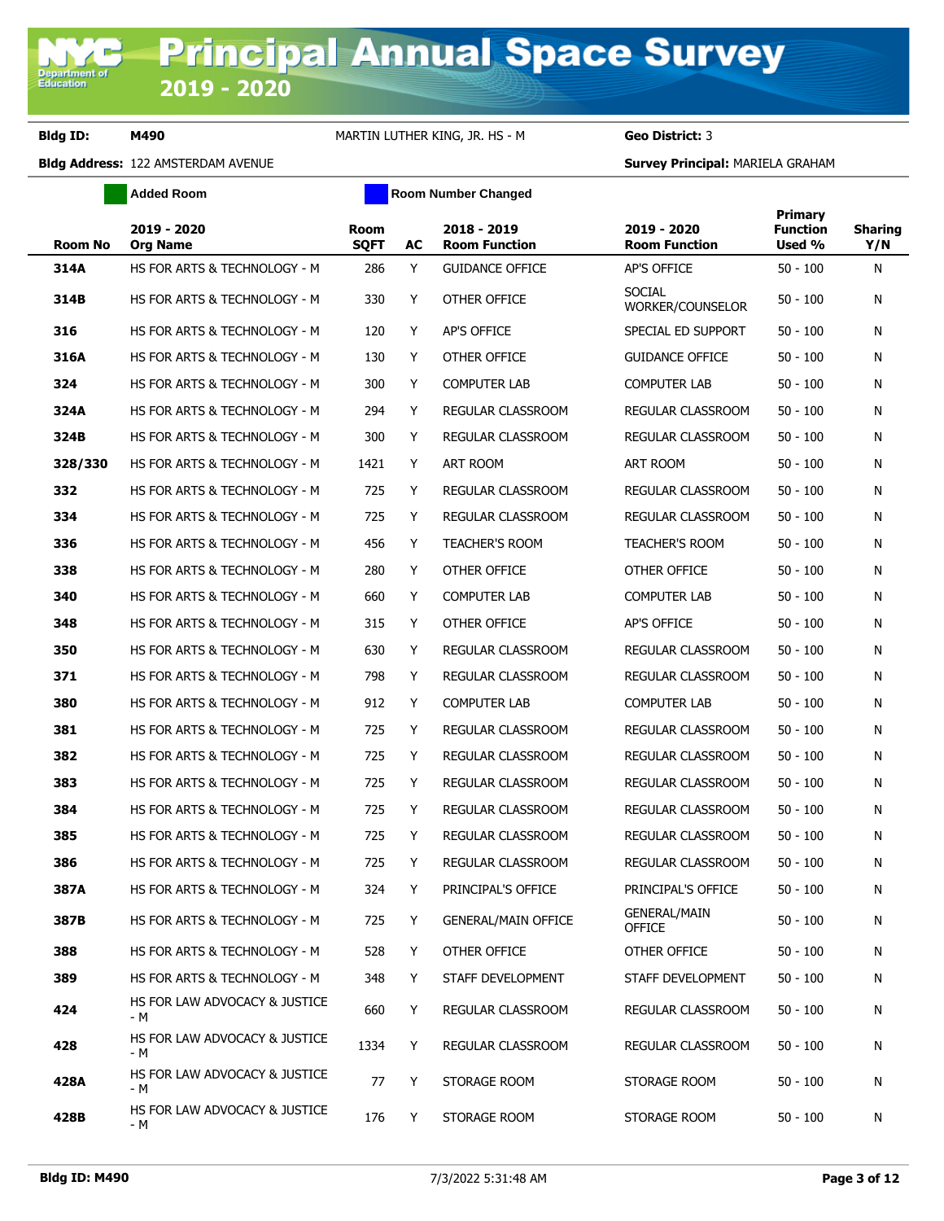# Principal Annual Space Survey 2019 - 2020

**Bldg ID:** M490 MARTIN LUTHER KING, JR. HS - M **Geo District:** 3

**Bldg Address:** 122 AMSTERDAM AVENUE **Survey Principal:** MARIELA GRAHAM

Added Room | Room Number Changed

| Room No | 2019 - 2020 Org Name | Room SQFT | AC | 2018 - 2019 Room Function | 2019 - 2020 Room Function | Primary Function Used % | Sharing Y/N |
|---|---|---|---|---|---|---|---|
| 314A | HS FOR ARTS & TECHNOLOGY - M | 286 | Y | GUIDANCE OFFICE | AP'S OFFICE | 50 - 100 | N |
| 314B | HS FOR ARTS & TECHNOLOGY - M | 330 | Y | OTHER OFFICE | SOCIAL WORKER/COUNSELOR | 50 - 100 | N |
| 316 | HS FOR ARTS & TECHNOLOGY - M | 120 | Y | AP'S OFFICE | SPECIAL ED SUPPORT | 50 - 100 | N |
| 316A | HS FOR ARTS & TECHNOLOGY - M | 130 | Y | OTHER OFFICE | GUIDANCE OFFICE | 50 - 100 | N |
| 324 | HS FOR ARTS & TECHNOLOGY - M | 300 | Y | COMPUTER LAB | COMPUTER LAB | 50 - 100 | N |
| 324A | HS FOR ARTS & TECHNOLOGY - M | 294 | Y | REGULAR CLASSROOM | REGULAR CLASSROOM | 50 - 100 | N |
| 324B | HS FOR ARTS & TECHNOLOGY - M | 300 | Y | REGULAR CLASSROOM | REGULAR CLASSROOM | 50 - 100 | N |
| 328/330 | HS FOR ARTS & TECHNOLOGY - M | 1421 | Y | ART ROOM | ART ROOM | 50 - 100 | N |
| 332 | HS FOR ARTS & TECHNOLOGY - M | 725 | Y | REGULAR CLASSROOM | REGULAR CLASSROOM | 50 - 100 | N |
| 334 | HS FOR ARTS & TECHNOLOGY - M | 725 | Y | REGULAR CLASSROOM | REGULAR CLASSROOM | 50 - 100 | N |
| 336 | HS FOR ARTS & TECHNOLOGY - M | 456 | Y | TEACHER'S ROOM | TEACHER'S ROOM | 50 - 100 | N |
| 338 | HS FOR ARTS & TECHNOLOGY - M | 280 | Y | OTHER OFFICE | OTHER OFFICE | 50 - 100 | N |
| 340 | HS FOR ARTS & TECHNOLOGY - M | 660 | Y | COMPUTER LAB | COMPUTER LAB | 50 - 100 | N |
| 348 | HS FOR ARTS & TECHNOLOGY - M | 315 | Y | OTHER OFFICE | AP'S OFFICE | 50 - 100 | N |
| 350 | HS FOR ARTS & TECHNOLOGY - M | 630 | Y | REGULAR CLASSROOM | REGULAR CLASSROOM | 50 - 100 | N |
| 371 | HS FOR ARTS & TECHNOLOGY - M | 798 | Y | REGULAR CLASSROOM | REGULAR CLASSROOM | 50 - 100 | N |
| 380 | HS FOR ARTS & TECHNOLOGY - M | 912 | Y | COMPUTER LAB | COMPUTER LAB | 50 - 100 | N |
| 381 | HS FOR ARTS & TECHNOLOGY - M | 725 | Y | REGULAR CLASSROOM | REGULAR CLASSROOM | 50 - 100 | N |
| 382 | HS FOR ARTS & TECHNOLOGY - M | 725 | Y | REGULAR CLASSROOM | REGULAR CLASSROOM | 50 - 100 | N |
| 383 | HS FOR ARTS & TECHNOLOGY - M | 725 | Y | REGULAR CLASSROOM | REGULAR CLASSROOM | 50 - 100 | N |
| 384 | HS FOR ARTS & TECHNOLOGY - M | 725 | Y | REGULAR CLASSROOM | REGULAR CLASSROOM | 50 - 100 | N |
| 385 | HS FOR ARTS & TECHNOLOGY - M | 725 | Y | REGULAR CLASSROOM | REGULAR CLASSROOM | 50 - 100 | N |
| 386 | HS FOR ARTS & TECHNOLOGY - M | 725 | Y | REGULAR CLASSROOM | REGULAR CLASSROOM | 50 - 100 | N |
| 387A | HS FOR ARTS & TECHNOLOGY - M | 324 | Y | PRINCIPAL'S OFFICE | PRINCIPAL'S OFFICE | 50 - 100 | N |
| 387B | HS FOR ARTS & TECHNOLOGY - M | 725 | Y | GENERAL/MAIN OFFICE | GENERAL/MAIN OFFICE | 50 - 100 | N |
| 388 | HS FOR ARTS & TECHNOLOGY - M | 528 | Y | OTHER OFFICE | OTHER OFFICE | 50 - 100 | N |
| 389 | HS FOR ARTS & TECHNOLOGY - M | 348 | Y | STAFF DEVELOPMENT | STAFF DEVELOPMENT | 50 - 100 | N |
| 424 | HS FOR LAW ADVOCACY & JUSTICE - M | 660 | Y | REGULAR CLASSROOM | REGULAR CLASSROOM | 50 - 100 | N |
| 428 | HS FOR LAW ADVOCACY & JUSTICE - M | 1334 | Y | REGULAR CLASSROOM | REGULAR CLASSROOM | 50 - 100 | N |
| 428A | HS FOR LAW ADVOCACY & JUSTICE - M | 77 | Y | STORAGE ROOM | STORAGE ROOM | 50 - 100 | N |
| 428B | HS FOR LAW ADVOCACY & JUSTICE - M | 176 | Y | STORAGE ROOM | STORAGE ROOM | 50 - 100 | N |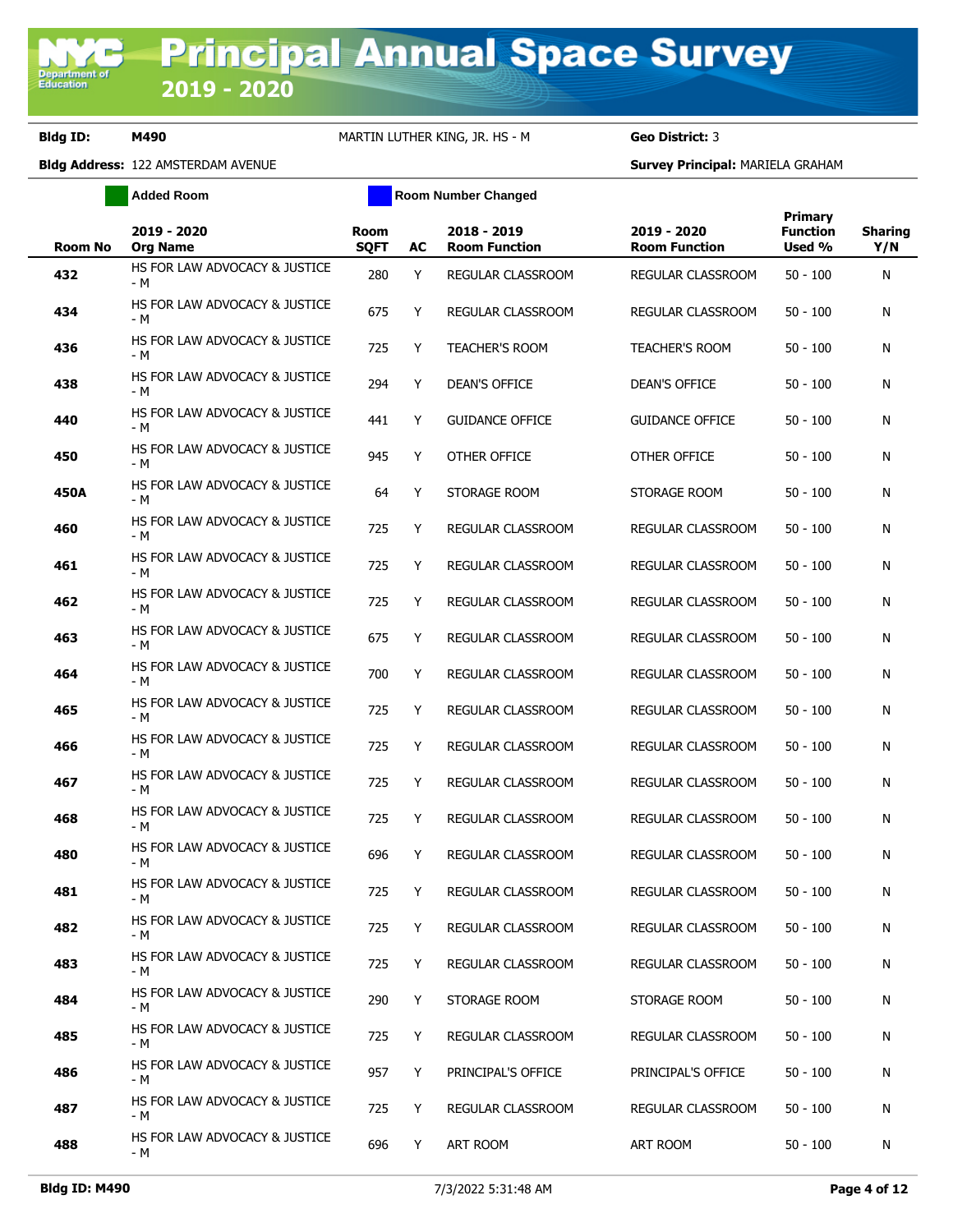# Principal Annual Space Survey 2019 - 2020

**Bldg ID:** M490 MARTIN LUTHER KING, JR. HS - M **Geo District:** 3

**Bldg Address:** 122 AMSTERDAM AVENUE **Survey Principal:** MARIELA GRAHAM

Added Room | Room Number Changed

| Room No | 2019 - 2020 Org Name | Room SQFT | AC | 2018 - 2019 Room Function | 2019 - 2020 Room Function | Primary Function Used % | Sharing Y/N |
|---|---|---|---|---|---|---|---|
| 432 | HS FOR LAW ADVOCACY & JUSTICE - M | 280 | Y | REGULAR CLASSROOM | REGULAR CLASSROOM | 50 - 100 | N |
| 434 | HS FOR LAW ADVOCACY & JUSTICE - M | 675 | Y | REGULAR CLASSROOM | REGULAR CLASSROOM | 50 - 100 | N |
| 436 | HS FOR LAW ADVOCACY & JUSTICE - M | 725 | Y | TEACHER'S ROOM | TEACHER'S ROOM | 50 - 100 | N |
| 438 | HS FOR LAW ADVOCACY & JUSTICE - M | 294 | Y | DEAN'S OFFICE | DEAN'S OFFICE | 50 - 100 | N |
| 440 | HS FOR LAW ADVOCACY & JUSTICE - M | 441 | Y | GUIDANCE OFFICE | GUIDANCE OFFICE | 50 - 100 | N |
| 450 | HS FOR LAW ADVOCACY & JUSTICE - M | 945 | Y | OTHER OFFICE | OTHER OFFICE | 50 - 100 | N |
| 450A | HS FOR LAW ADVOCACY & JUSTICE - M | 64 | Y | STORAGE ROOM | STORAGE ROOM | 50 - 100 | N |
| 460 | HS FOR LAW ADVOCACY & JUSTICE - M | 725 | Y | REGULAR CLASSROOM | REGULAR CLASSROOM | 50 - 100 | N |
| 461 | HS FOR LAW ADVOCACY & JUSTICE - M | 725 | Y | REGULAR CLASSROOM | REGULAR CLASSROOM | 50 - 100 | N |
| 462 | HS FOR LAW ADVOCACY & JUSTICE - M | 725 | Y | REGULAR CLASSROOM | REGULAR CLASSROOM | 50 - 100 | N |
| 463 | HS FOR LAW ADVOCACY & JUSTICE - M | 675 | Y | REGULAR CLASSROOM | REGULAR CLASSROOM | 50 - 100 | N |
| 464 | HS FOR LAW ADVOCACY & JUSTICE - M | 700 | Y | REGULAR CLASSROOM | REGULAR CLASSROOM | 50 - 100 | N |
| 465 | HS FOR LAW ADVOCACY & JUSTICE - M | 725 | Y | REGULAR CLASSROOM | REGULAR CLASSROOM | 50 - 100 | N |
| 466 | HS FOR LAW ADVOCACY & JUSTICE - M | 725 | Y | REGULAR CLASSROOM | REGULAR CLASSROOM | 50 - 100 | N |
| 467 | HS FOR LAW ADVOCACY & JUSTICE - M | 725 | Y | REGULAR CLASSROOM | REGULAR CLASSROOM | 50 - 100 | N |
| 468 | HS FOR LAW ADVOCACY & JUSTICE - M | 725 | Y | REGULAR CLASSROOM | REGULAR CLASSROOM | 50 - 100 | N |
| 480 | HS FOR LAW ADVOCACY & JUSTICE - M | 696 | Y | REGULAR CLASSROOM | REGULAR CLASSROOM | 50 - 100 | N |
| 481 | HS FOR LAW ADVOCACY & JUSTICE - M | 725 | Y | REGULAR CLASSROOM | REGULAR CLASSROOM | 50 - 100 | N |
| 482 | HS FOR LAW ADVOCACY & JUSTICE - M | 725 | Y | REGULAR CLASSROOM | REGULAR CLASSROOM | 50 - 100 | N |
| 483 | HS FOR LAW ADVOCACY & JUSTICE - M | 725 | Y | REGULAR CLASSROOM | REGULAR CLASSROOM | 50 - 100 | N |
| 484 | HS FOR LAW ADVOCACY & JUSTICE - M | 290 | Y | STORAGE ROOM | STORAGE ROOM | 50 - 100 | N |
| 485 | HS FOR LAW ADVOCACY & JUSTICE - M | 725 | Y | REGULAR CLASSROOM | REGULAR CLASSROOM | 50 - 100 | N |
| 486 | HS FOR LAW ADVOCACY & JUSTICE - M | 957 | Y | PRINCIPAL'S OFFICE | PRINCIPAL'S OFFICE | 50 - 100 | N |
| 487 | HS FOR LAW ADVOCACY & JUSTICE - M | 725 | Y | REGULAR CLASSROOM | REGULAR CLASSROOM | 50 - 100 | N |
| 488 | HS FOR LAW ADVOCACY & JUSTICE - M | 696 | Y | ART ROOM | ART ROOM | 50 - 100 | N |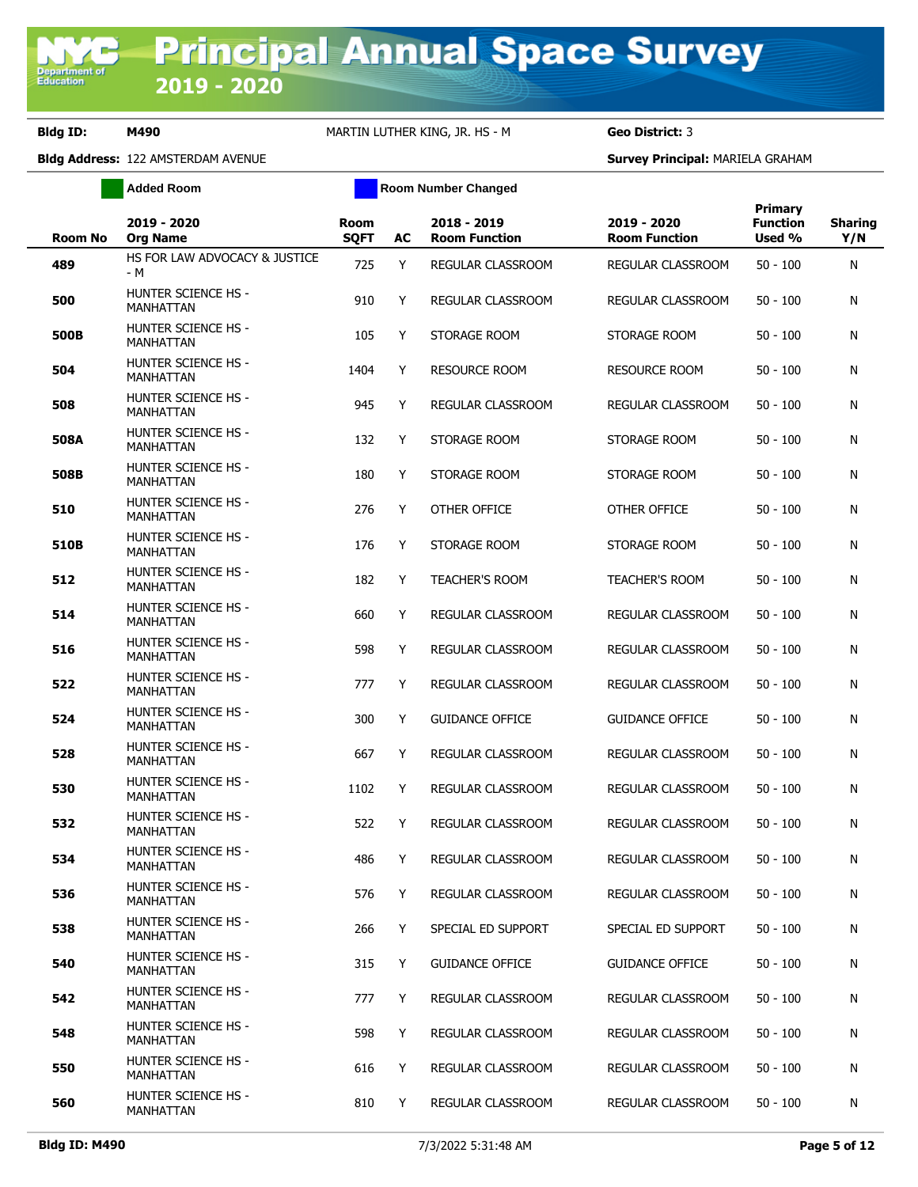# Principal Annual Space Survey 2019 - 2020

**Bldg ID:** M490 MARTIN LUTHER KING, JR. HS - M **Geo District:** 3

**Bldg Address:** 122 AMSTERDAM AVENUE **Survey Principal:** MARIELA GRAHAM

Added Room | Room Number Changed

| Room No | 2019 - 2020 Org Name | Room SQFT | AC | 2018 - 2019 Room Function | 2019 - 2020 Room Function | Primary Function Used % | Sharing Y/N |
|---|---|---|---|---|---|---|---|
| 489 | HS FOR LAW ADVOCACY & JUSTICE - M | 725 | Y | REGULAR CLASSROOM | REGULAR CLASSROOM | 50 - 100 | N |
| 500 | HUNTER SCIENCE HS - MANHATTAN | 910 | Y | REGULAR CLASSROOM | REGULAR CLASSROOM | 50 - 100 | N |
| 500B | HUNTER SCIENCE HS - MANHATTAN | 105 | Y | STORAGE ROOM | STORAGE ROOM | 50 - 100 | N |
| 504 | HUNTER SCIENCE HS - MANHATTAN | 1404 | Y | RESOURCE ROOM | RESOURCE ROOM | 50 - 100 | N |
| 508 | HUNTER SCIENCE HS - MANHATTAN | 945 | Y | REGULAR CLASSROOM | REGULAR CLASSROOM | 50 - 100 | N |
| 508A | HUNTER SCIENCE HS - MANHATTAN | 132 | Y | STORAGE ROOM | STORAGE ROOM | 50 - 100 | N |
| 508B | HUNTER SCIENCE HS - MANHATTAN | 180 | Y | STORAGE ROOM | STORAGE ROOM | 50 - 100 | N |
| 510 | HUNTER SCIENCE HS - MANHATTAN | 276 | Y | OTHER OFFICE | OTHER OFFICE | 50 - 100 | N |
| 510B | HUNTER SCIENCE HS - MANHATTAN | 176 | Y | STORAGE ROOM | STORAGE ROOM | 50 - 100 | N |
| 512 | HUNTER SCIENCE HS - MANHATTAN | 182 | Y | TEACHER'S ROOM | TEACHER'S ROOM | 50 - 100 | N |
| 514 | HUNTER SCIENCE HS - MANHATTAN | 660 | Y | REGULAR CLASSROOM | REGULAR CLASSROOM | 50 - 100 | N |
| 516 | HUNTER SCIENCE HS - MANHATTAN | 598 | Y | REGULAR CLASSROOM | REGULAR CLASSROOM | 50 - 100 | N |
| 522 | HUNTER SCIENCE HS - MANHATTAN | 777 | Y | REGULAR CLASSROOM | REGULAR CLASSROOM | 50 - 100 | N |
| 524 | HUNTER SCIENCE HS - MANHATTAN | 300 | Y | GUIDANCE OFFICE | GUIDANCE OFFICE | 50 - 100 | N |
| 528 | HUNTER SCIENCE HS - MANHATTAN | 667 | Y | REGULAR CLASSROOM | REGULAR CLASSROOM | 50 - 100 | N |
| 530 | HUNTER SCIENCE HS - MANHATTAN | 1102 | Y | REGULAR CLASSROOM | REGULAR CLASSROOM | 50 - 100 | N |
| 532 | HUNTER SCIENCE HS - MANHATTAN | 522 | Y | REGULAR CLASSROOM | REGULAR CLASSROOM | 50 - 100 | N |
| 534 | HUNTER SCIENCE HS - MANHATTAN | 486 | Y | REGULAR CLASSROOM | REGULAR CLASSROOM | 50 - 100 | N |
| 536 | HUNTER SCIENCE HS - MANHATTAN | 576 | Y | REGULAR CLASSROOM | REGULAR CLASSROOM | 50 - 100 | N |
| 538 | HUNTER SCIENCE HS - MANHATTAN | 266 | Y | SPECIAL ED SUPPORT | SPECIAL ED SUPPORT | 50 - 100 | N |
| 540 | HUNTER SCIENCE HS - MANHATTAN | 315 | Y | GUIDANCE OFFICE | GUIDANCE OFFICE | 50 - 100 | N |
| 542 | HUNTER SCIENCE HS - MANHATTAN | 777 | Y | REGULAR CLASSROOM | REGULAR CLASSROOM | 50 - 100 | N |
| 548 | HUNTER SCIENCE HS - MANHATTAN | 598 | Y | REGULAR CLASSROOM | REGULAR CLASSROOM | 50 - 100 | N |
| 550 | HUNTER SCIENCE HS - MANHATTAN | 616 | Y | REGULAR CLASSROOM | REGULAR CLASSROOM | 50 - 100 | N |
| 560 | HUNTER SCIENCE HS - MANHATTAN | 810 | Y | REGULAR CLASSROOM | REGULAR CLASSROOM | 50 - 100 | N |

Bldg ID: M490 7/3/2022 5:31:48 AM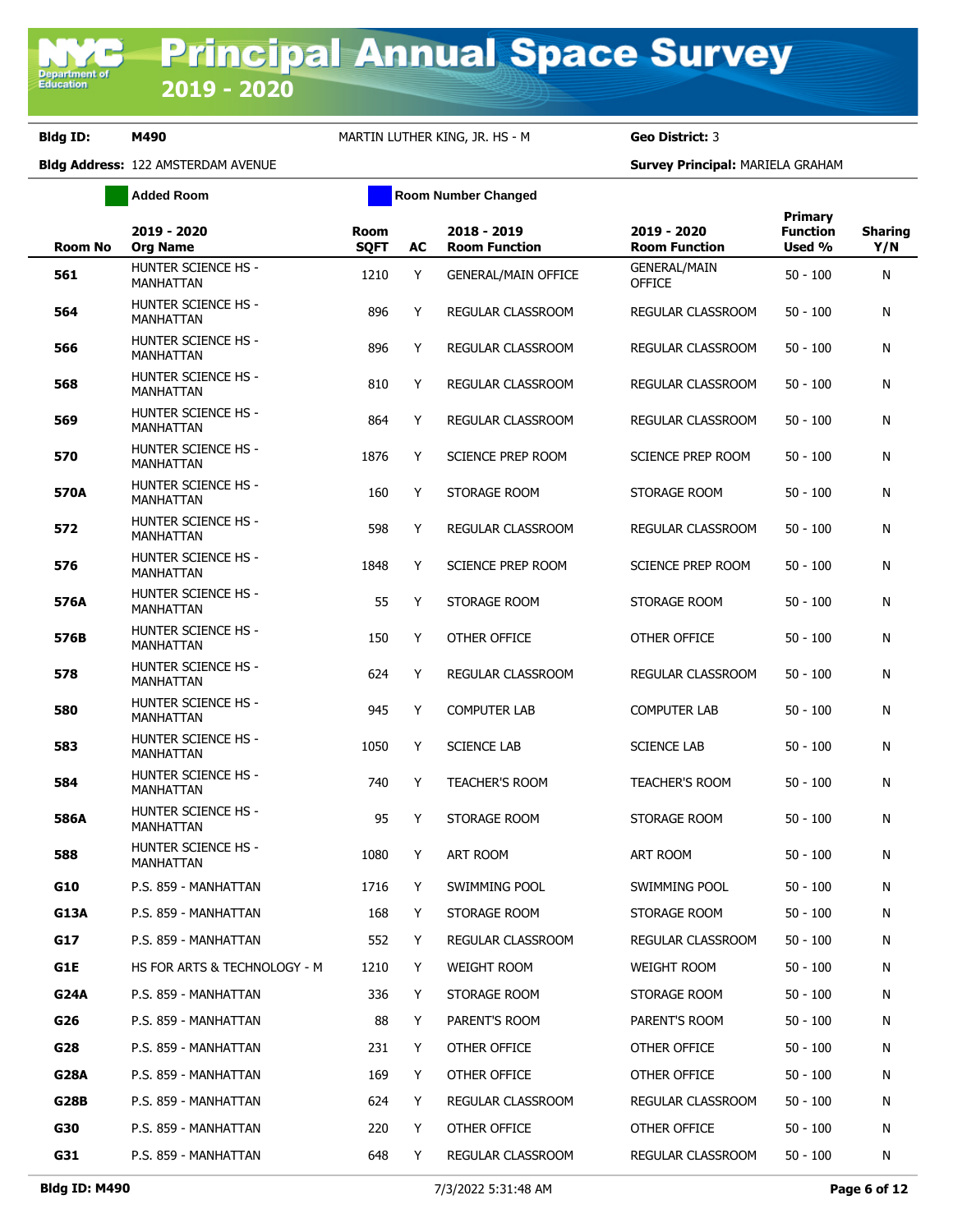# Principal Annual Space Survey 2019 - 2020

**Bldg ID:** M490 MARTIN LUTHER KING, JR. HS - M **Geo District:** 3

**Bldg Address:** 122 AMSTERDAM AVENUE **Survey Principal:** MARIELA GRAHAM

Added Room | Room Number Changed

| Room No | 2019 - 2020 Org Name | Room SQFT | AC | 2018 - 2019 Room Function | 2019 - 2020 Room Function | Primary Function Used % | Sharing Y/N |
|---|---|---|---|---|---|---|---|
| **561** | HUNTER SCIENCE HS - MANHATTAN | 1210 | Y | GENERAL/MAIN OFFICE | GENERAL/MAIN OFFICE | 50 - 100 | N |
| **564** | HUNTER SCIENCE HS - MANHATTAN | 896 | Y | REGULAR CLASSROOM | REGULAR CLASSROOM | 50 - 100 | N |
| **566** | HUNTER SCIENCE HS - MANHATTAN | 896 | Y | REGULAR CLASSROOM | REGULAR CLASSROOM | 50 - 100 | N |
| **568** | HUNTER SCIENCE HS - MANHATTAN | 810 | Y | REGULAR CLASSROOM | REGULAR CLASSROOM | 50 - 100 | N |
| **569** | HUNTER SCIENCE HS - MANHATTAN | 864 | Y | REGULAR CLASSROOM | REGULAR CLASSROOM | 50 - 100 | N |
| **570** | HUNTER SCIENCE HS - MANHATTAN | 1876 | Y | SCIENCE PREP ROOM | SCIENCE PREP ROOM | 50 - 100 | N |
| **570A** | HUNTER SCIENCE HS - MANHATTAN | 160 | Y | STORAGE ROOM | STORAGE ROOM | 50 - 100 | N |
| **572** | HUNTER SCIENCE HS - MANHATTAN | 598 | Y | REGULAR CLASSROOM | REGULAR CLASSROOM | 50 - 100 | N |
| **576** | HUNTER SCIENCE HS - MANHATTAN | 1848 | Y | SCIENCE PREP ROOM | SCIENCE PREP ROOM | 50 - 100 | N |
| **576A** | HUNTER SCIENCE HS - MANHATTAN | 55 | Y | STORAGE ROOM | STORAGE ROOM | 50 - 100 | N |
| **576B** | HUNTER SCIENCE HS - MANHATTAN | 150 | Y | OTHER OFFICE | OTHER OFFICE | 50 - 100 | N |
| **578** | HUNTER SCIENCE HS - MANHATTAN | 624 | Y | REGULAR CLASSROOM | REGULAR CLASSROOM | 50 - 100 | N |
| **580** | HUNTER SCIENCE HS - MANHATTAN | 945 | Y | COMPUTER LAB | COMPUTER LAB | 50 - 100 | N |
| **583** | HUNTER SCIENCE HS - MANHATTAN | 1050 | Y | SCIENCE LAB | SCIENCE LAB | 50 - 100 | N |
| **584** | HUNTER SCIENCE HS - MANHATTAN | 740 | Y | TEACHER'S ROOM | TEACHER'S ROOM | 50 - 100 | N |
| **586A** | HUNTER SCIENCE HS - MANHATTAN | 95 | Y | STORAGE ROOM | STORAGE ROOM | 50 - 100 | N |
| **588** | HUNTER SCIENCE HS - MANHATTAN | 1080 | Y | ART ROOM | ART ROOM | 50 - 100 | N |
| **G10** | P.S. 859 - MANHATTAN | 1716 | Y | SWIMMING POOL | SWIMMING POOL | 50 - 100 | N |
| **G13A** | P.S. 859 - MANHATTAN | 168 | Y | STORAGE ROOM | STORAGE ROOM | 50 - 100 | N |
| **G17** | P.S. 859 - MANHATTAN | 552 | Y | REGULAR CLASSROOM | REGULAR CLASSROOM | 50 - 100 | N |
| **G1E** | HS FOR ARTS & TECHNOLOGY - M | 1210 | Y | WEIGHT ROOM | WEIGHT ROOM | 50 - 100 | N |
| **G24A** | P.S. 859 - MANHATTAN | 336 | Y | STORAGE ROOM | STORAGE ROOM | 50 - 100 | N |
| **G26** | P.S. 859 - MANHATTAN | 88 | Y | PARENT'S ROOM | PARENT'S ROOM | 50 - 100 | N |
| **G28** | P.S. 859 - MANHATTAN | 231 | Y | OTHER OFFICE | OTHER OFFICE | 50 - 100 | N |
| **G28A** | P.S. 859 - MANHATTAN | 169 | Y | OTHER OFFICE | OTHER OFFICE | 50 - 100 | N |
| **G28B** | P.S. 859 - MANHATTAN | 624 | Y | REGULAR CLASSROOM | REGULAR CLASSROOM | 50 - 100 | N |
| **G30** | P.S. 859 - MANHATTAN | 220 | Y | OTHER OFFICE | OTHER OFFICE | 50 - 100 | N |
| **G31** | P.S. 859 - MANHATTAN | 648 | Y | REGULAR CLASSROOM | REGULAR CLASSROOM | 50 - 100 | N |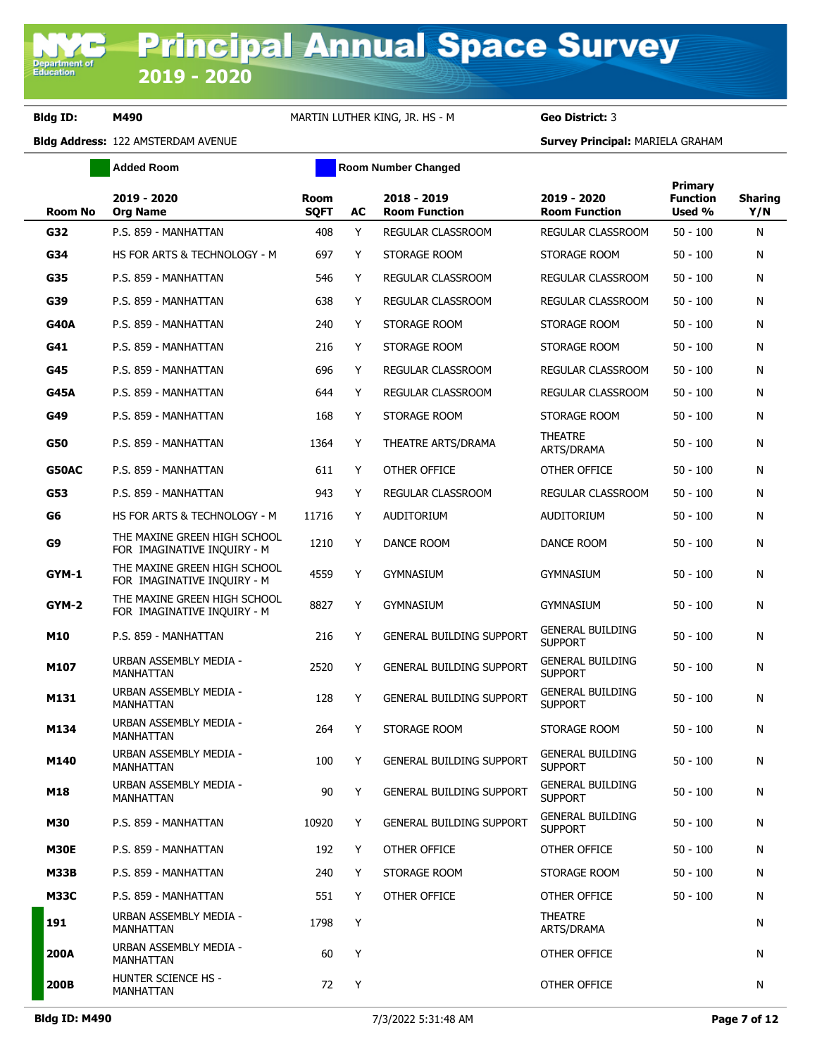# Principal Annual Space Survey 2019 - 2020

**Bldg ID:** M490 MARTIN LUTHER KING, JR. HS - M **Geo District:** 3

**Bldg Address:** 122 AMSTERDAM AVENUE **Survey Principal:** MARIELA GRAHAM

Added Room | Room Number Changed

| Room No | 2019 - 2020 Org Name | Room SQFT | AC | 2018 - 2019 Room Function | 2019 - 2020 Room Function | Primary Function Used % | Sharing Y/N |
|---|---|---|---|---|---|---|---|
| G32 | P.S. 859 - MANHATTAN | 408 | Y | REGULAR CLASSROOM | REGULAR CLASSROOM | 50 - 100 | N |
| G34 | HS FOR ARTS & TECHNOLOGY - M | 697 | Y | STORAGE ROOM | STORAGE ROOM | 50 - 100 | N |
| G35 | P.S. 859 - MANHATTAN | 546 | Y | REGULAR CLASSROOM | REGULAR CLASSROOM | 50 - 100 | N |
| G39 | P.S. 859 - MANHATTAN | 638 | Y | REGULAR CLASSROOM | REGULAR CLASSROOM | 50 - 100 | N |
| G40A | P.S. 859 - MANHATTAN | 240 | Y | STORAGE ROOM | STORAGE ROOM | 50 - 100 | N |
| G41 | P.S. 859 - MANHATTAN | 216 | Y | STORAGE ROOM | STORAGE ROOM | 50 - 100 | N |
| G45 | P.S. 859 - MANHATTAN | 696 | Y | REGULAR CLASSROOM | REGULAR CLASSROOM | 50 - 100 | N |
| G45A | P.S. 859 - MANHATTAN | 644 | Y | REGULAR CLASSROOM | REGULAR CLASSROOM | 50 - 100 | N |
| G49 | P.S. 859 - MANHATTAN | 168 | Y | STORAGE ROOM | STORAGE ROOM | 50 - 100 | N |
| G50 | P.S. 859 - MANHATTAN | 1364 | Y | THEATRE ARTS/DRAMA | THEATRE ARTS/DRAMA | 50 - 100 | N |
| G50AC | P.S. 859 - MANHATTAN | 611 | Y | OTHER OFFICE | OTHER OFFICE | 50 - 100 | N |
| G53 | P.S. 859 - MANHATTAN | 943 | Y | REGULAR CLASSROOM | REGULAR CLASSROOM | 50 - 100 | N |
| G6 | HS FOR ARTS & TECHNOLOGY - M | 11716 | Y | AUDITORIUM | AUDITORIUM | 50 - 100 | N |
| G9 | THE MAXINE GREEN HIGH SCHOOL FOR IMAGINATIVE INQUIRY - M | 1210 | Y | DANCE ROOM | DANCE ROOM | 50 - 100 | N |
| GYM-1 | THE MAXINE GREEN HIGH SCHOOL FOR IMAGINATIVE INQUIRY - M | 4559 | Y | GYMNASIUM | GYMNASIUM | 50 - 100 | N |
| GYM-2 | THE MAXINE GREEN HIGH SCHOOL FOR IMAGINATIVE INQUIRY - M | 8827 | Y | GYMNASIUM | GYMNASIUM | 50 - 100 | N |
| M10 | P.S. 859 - MANHATTAN | 216 | Y | GENERAL BUILDING SUPPORT | GENERAL BUILDING SUPPORT | 50 - 100 | N |
| M107 | URBAN ASSEMBLY MEDIA - MANHATTAN | 2520 | Y | GENERAL BUILDING SUPPORT | GENERAL BUILDING SUPPORT | 50 - 100 | N |
| M131 | URBAN ASSEMBLY MEDIA - MANHATTAN | 128 | Y | GENERAL BUILDING SUPPORT | GENERAL BUILDING SUPPORT | 50 - 100 | N |
| M134 | URBAN ASSEMBLY MEDIA - MANHATTAN | 264 | Y | STORAGE ROOM | STORAGE ROOM | 50 - 100 | N |
| M140 | URBAN ASSEMBLY MEDIA - MANHATTAN | 100 | Y | GENERAL BUILDING SUPPORT | GENERAL BUILDING SUPPORT | 50 - 100 | N |
| M18 | URBAN ASSEMBLY MEDIA - MANHATTAN | 90 | Y | GENERAL BUILDING SUPPORT | GENERAL BUILDING SUPPORT | 50 - 100 | N |
| M30 | P.S. 859 - MANHATTAN | 10920 | Y | GENERAL BUILDING SUPPORT | GENERAL BUILDING SUPPORT | 50 - 100 | N |
| M30E | P.S. 859 - MANHATTAN | 192 | Y | OTHER OFFICE | OTHER OFFICE | 50 - 100 | N |
| M33B | P.S. 859 - MANHATTAN | 240 | Y | STORAGE ROOM | STORAGE ROOM | 50 - 100 | N |
| M33C | P.S. 859 - MANHATTAN | 551 | Y | OTHER OFFICE | OTHER OFFICE | 50 - 100 | N |
| 191 | URBAN ASSEMBLY MEDIA - MANHATTAN | 1798 | Y | | THEATRE ARTS/DRAMA | | N |
| 200A | URBAN ASSEMBLY MEDIA - MANHATTAN | 60 | Y | | OTHER OFFICE | | N |
| 200B | HUNTER SCIENCE HS - MANHATTAN | 72 | Y | | OTHER OFFICE | | N |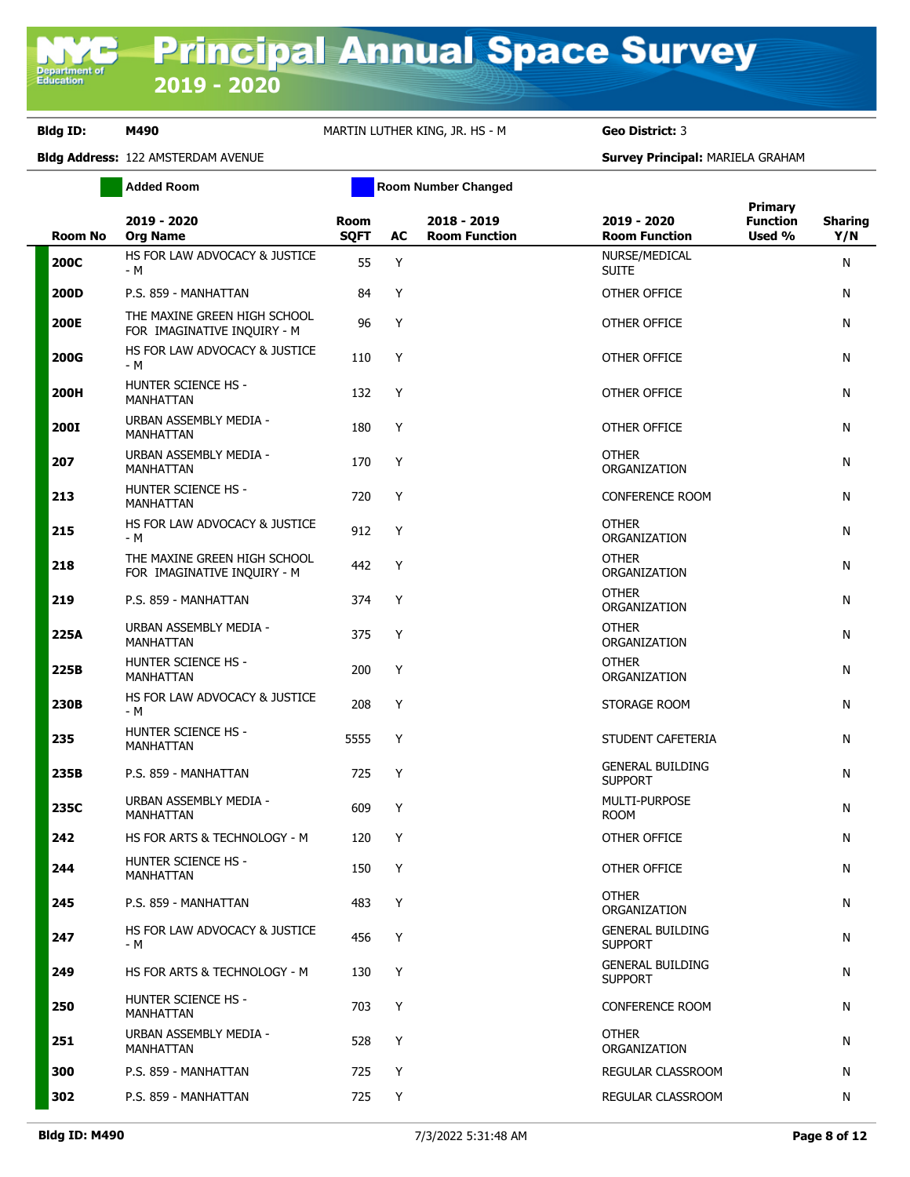# Principal Annual Space Survey 2019 - 2020

**Bldg ID:** M490 MARTIN LUTHER KING, JR. HS - M **Geo District:** 3

**Bldg Address:** 122 AMSTERDAM AVENUE **Survey Principal:** MARIELA GRAHAM

Added Room | Room Number Changed

| Room No | 2019 - 2020 Org Name | Room SQFT | AC | 2018 - 2019 Room Function | 2019 - 2020 Room Function | Primary Function Used % | Sharing Y/N |
|---|---|---|---|---|---|---|---|
| 200C | HS FOR LAW ADVOCACY & JUSTICE - M | 55 | Y | | NURSE/MEDICAL SUITE | | N |
| 200D | P.S. 859 - MANHATTAN | 84 | Y | | OTHER OFFICE | | N |
| 200E | THE MAXINE GREEN HIGH SCHOOL FOR IMAGINATIVE INQUIRY - M | 96 | Y | | OTHER OFFICE | | N |
| 200G | HS FOR LAW ADVOCACY & JUSTICE - M | 110 | Y | | OTHER OFFICE | | N |
| 200H | HUNTER SCIENCE HS - MANHATTAN | 132 | Y | | OTHER OFFICE | | N |
| 200I | URBAN ASSEMBLY MEDIA - MANHATTAN | 180 | Y | | OTHER OFFICE | | N |
| 207 | URBAN ASSEMBLY MEDIA - MANHATTAN | 170 | Y | | OTHER ORGANIZATION | | N |
| 213 | HUNTER SCIENCE HS - MANHATTAN | 720 | Y | | CONFERENCE ROOM | | N |
| 215 | HS FOR LAW ADVOCACY & JUSTICE - M | 912 | Y | | OTHER ORGANIZATION | | N |
| 218 | THE MAXINE GREEN HIGH SCHOOL FOR IMAGINATIVE INQUIRY - M | 442 | Y | | OTHER ORGANIZATION | | N |
| 219 | P.S. 859 - MANHATTAN | 374 | Y | | OTHER ORGANIZATION | | N |
| 225A | URBAN ASSEMBLY MEDIA - MANHATTAN | 375 | Y | | OTHER ORGANIZATION | | N |
| 225B | HUNTER SCIENCE HS - MANHATTAN | 200 | Y | | OTHER ORGANIZATION | | N |
| 230B | HS FOR LAW ADVOCACY & JUSTICE - M | 208 | Y | | STORAGE ROOM | | N |
| 235 | HUNTER SCIENCE HS - MANHATTAN | 5555 | Y | | STUDENT CAFETERIA | | N |
| 235B | P.S. 859 - MANHATTAN | 725 | Y | | GENERAL BUILDING SUPPORT | | N |
| 235C | URBAN ASSEMBLY MEDIA - MANHATTAN | 609 | Y | | MULTI-PURPOSE ROOM | | N |
| 242 | HS FOR ARTS & TECHNOLOGY - M | 120 | Y | | OTHER OFFICE | | N |
| 244 | HUNTER SCIENCE HS - MANHATTAN | 150 | Y | | OTHER OFFICE | | N |
| 245 | P.S. 859 - MANHATTAN | 483 | Y | | OTHER ORGANIZATION | | N |
| 247 | HS FOR LAW ADVOCACY & JUSTICE - M | 456 | Y | | GENERAL BUILDING SUPPORT | | N |
| 249 | HS FOR ARTS & TECHNOLOGY - M | 130 | Y | | GENERAL BUILDING SUPPORT | | N |
| 250 | HUNTER SCIENCE HS - MANHATTAN | 703 | Y | | CONFERENCE ROOM | | N |
| 251 | URBAN ASSEMBLY MEDIA - MANHATTAN | 528 | Y | | OTHER ORGANIZATION | | N |
| 300 | P.S. 859 - MANHATTAN | 725 | Y | | REGULAR CLASSROOM | | N |
| 302 | P.S. 859 - MANHATTAN | 725 | Y | | REGULAR CLASSROOM | | N |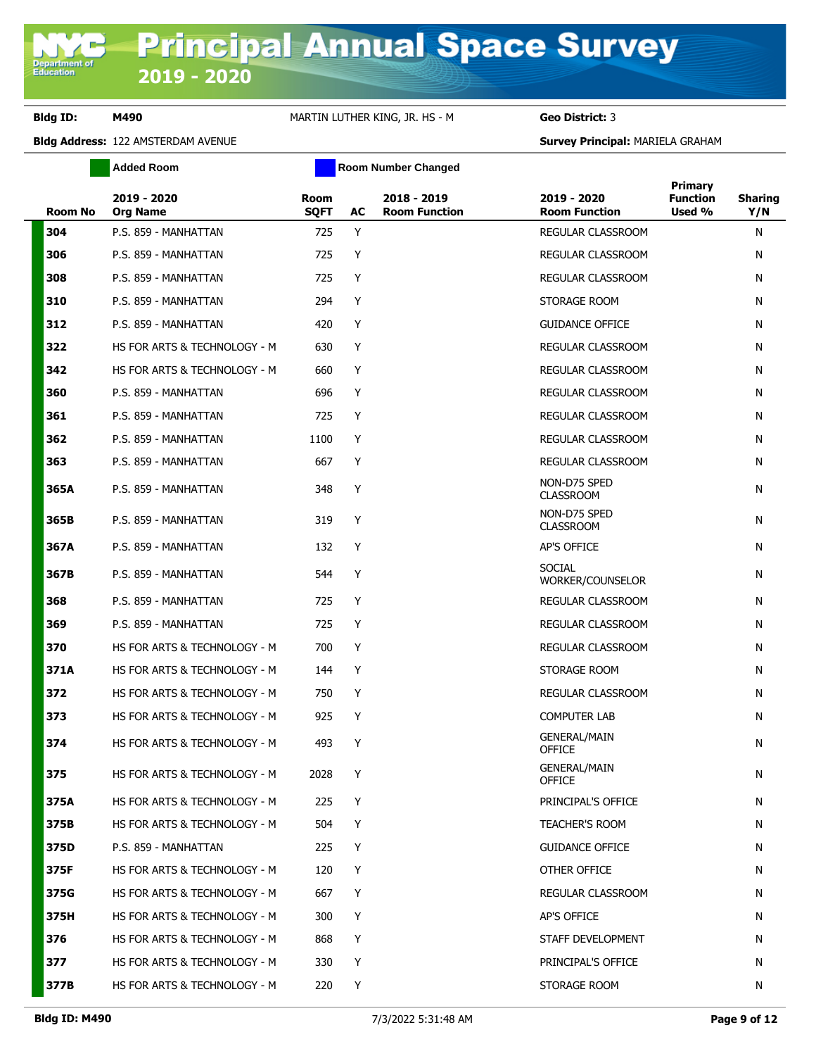# Principal Annual Space Survey 2019 - 2020

**Bldg ID:** M490 MARTIN LUTHER KING, JR. HS - M **Geo District:** 3

**Bldg Address:** 122 AMSTERDAM AVENUE **Survey Principal:** MARIELA GRAHAM

Added Room | Room Number Changed

| Room No | 2019 - 2020 Org Name | Room SQFT | AC | 2018 - 2019 Room Function | 2019 - 2020 Room Function | Primary Function Used % | Sharing Y/N |
|---|---|---|---|---|---|---|---|
| 304 | P.S. 859 - MANHATTAN | 725 | Y | | REGULAR CLASSROOM | | N |
| 306 | P.S. 859 - MANHATTAN | 725 | Y | | REGULAR CLASSROOM | | N |
| 308 | P.S. 859 - MANHATTAN | 725 | Y | | REGULAR CLASSROOM | | N |
| 310 | P.S. 859 - MANHATTAN | 294 | Y | | STORAGE ROOM | | N |
| 312 | P.S. 859 - MANHATTAN | 420 | Y | | GUIDANCE OFFICE | | N |
| 322 | HS FOR ARTS & TECHNOLOGY - M | 630 | Y | | REGULAR CLASSROOM | | N |
| 342 | HS FOR ARTS & TECHNOLOGY - M | 660 | Y | | REGULAR CLASSROOM | | N |
| 360 | P.S. 859 - MANHATTAN | 696 | Y | | REGULAR CLASSROOM | | N |
| 361 | P.S. 859 - MANHATTAN | 725 | Y | | REGULAR CLASSROOM | | N |
| 362 | P.S. 859 - MANHATTAN | 1100 | Y | | REGULAR CLASSROOM | | N |
| 363 | P.S. 859 - MANHATTAN | 667 | Y | | REGULAR CLASSROOM | | N |
| 365A | P.S. 859 - MANHATTAN | 348 | Y | | NON-D75 SPED CLASSROOM | | N |
| 365B | P.S. 859 - MANHATTAN | 319 | Y | | NON-D75 SPED CLASSROOM | | N |
| 367A | P.S. 859 - MANHATTAN | 132 | Y | | AP'S OFFICE | | N |
| 367B | P.S. 859 - MANHATTAN | 544 | Y | | SOCIAL WORKER/COUNSELOR | | N |
| 368 | P.S. 859 - MANHATTAN | 725 | Y | | REGULAR CLASSROOM | | N |
| 369 | P.S. 859 - MANHATTAN | 725 | Y | | REGULAR CLASSROOM | | N |
| 370 | HS FOR ARTS & TECHNOLOGY - M | 700 | Y | | REGULAR CLASSROOM | | N |
| 371A | HS FOR ARTS & TECHNOLOGY - M | 144 | Y | | STORAGE ROOM | | N |
| 372 | HS FOR ARTS & TECHNOLOGY - M | 750 | Y | | REGULAR CLASSROOM | | N |
| 373 | HS FOR ARTS & TECHNOLOGY - M | 925 | Y | | COMPUTER LAB | | N |
| 374 | HS FOR ARTS & TECHNOLOGY - M | 493 | Y | | GENERAL/MAIN OFFICE | | N |
| 375 | HS FOR ARTS & TECHNOLOGY - M | 2028 | Y | | GENERAL/MAIN OFFICE | | N |
| 375A | HS FOR ARTS & TECHNOLOGY - M | 225 | Y | | PRINCIPAL'S OFFICE | | N |
| 375B | HS FOR ARTS & TECHNOLOGY - M | 504 | Y | | TEACHER'S ROOM | | N |
| 375D | P.S. 859 - MANHATTAN | 225 | Y | | GUIDANCE OFFICE | | N |
| 375F | HS FOR ARTS & TECHNOLOGY - M | 120 | Y | | OTHER OFFICE | | N |
| 375G | HS FOR ARTS & TECHNOLOGY - M | 667 | Y | | REGULAR CLASSROOM | | N |
| 375H | HS FOR ARTS & TECHNOLOGY - M | 300 | Y | | AP'S OFFICE | | N |
| 376 | HS FOR ARTS & TECHNOLOGY - M | 868 | Y | | STAFF DEVELOPMENT | | N |
| 377 | HS FOR ARTS & TECHNOLOGY - M | 330 | Y | | PRINCIPAL'S OFFICE | | N |
| 377B | HS FOR ARTS & TECHNOLOGY - M | 220 | Y | | STORAGE ROOM | | N |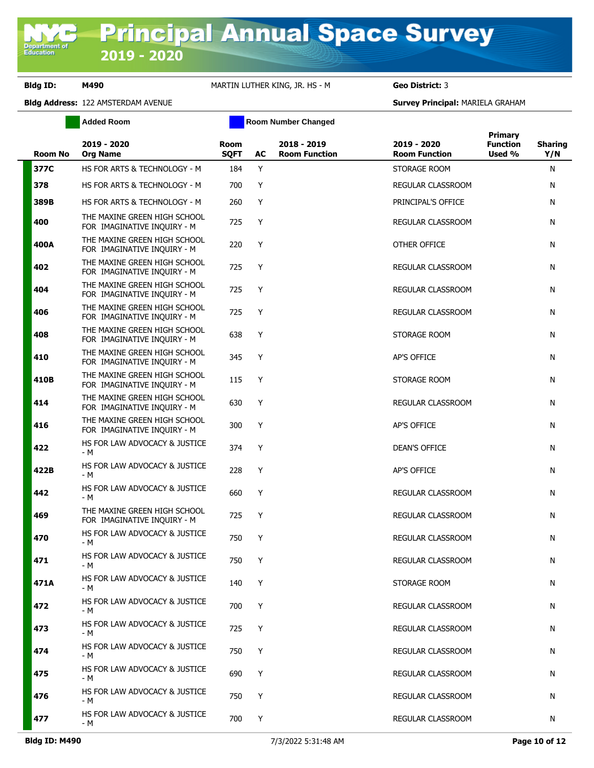# Principal Annual Space Survey

## 2019 - 2020

**Bldg ID:** M490 MARTIN LUTHER KING, JR. HS - M **Geo District:** 3

**Bldg Address:** 122 AMSTERDAM AVENUE **Survey Principal:** MARIELA GRAHAM

Added Room | Room Number Changed

| Room No | 2019 - 2020 Org Name | Room SQFT | AC | 2018 - 2019 Room Function | 2019 - 2020 Room Function | Primary Function Used % | Sharing Y/N |
|---|---|---|---|---|---|---|---|
| 377C | HS FOR ARTS & TECHNOLOGY - M | 184 | Y | | STORAGE ROOM | | N |
| 378 | HS FOR ARTS & TECHNOLOGY - M | 700 | Y | | REGULAR CLASSROOM | | N |
| 389B | HS FOR ARTS & TECHNOLOGY - M | 260 | Y | | PRINCIPAL'S OFFICE | | N |
| 400 | THE MAXINE GREEN HIGH SCHOOL FOR IMAGINATIVE INQUIRY - M | 725 | Y | | REGULAR CLASSROOM | | N |
| 400A | THE MAXINE GREEN HIGH SCHOOL FOR IMAGINATIVE INQUIRY - M | 220 | Y | | OTHER OFFICE | | N |
| 402 | THE MAXINE GREEN HIGH SCHOOL FOR IMAGINATIVE INQUIRY - M | 725 | Y | | REGULAR CLASSROOM | | N |
| 404 | THE MAXINE GREEN HIGH SCHOOL FOR IMAGINATIVE INQUIRY - M | 725 | Y | | REGULAR CLASSROOM | | N |
| 406 | THE MAXINE GREEN HIGH SCHOOL FOR IMAGINATIVE INQUIRY - M | 725 | Y | | REGULAR CLASSROOM | | N |
| 408 | THE MAXINE GREEN HIGH SCHOOL FOR IMAGINATIVE INQUIRY - M | 638 | Y | | STORAGE ROOM | | N |
| 410 | THE MAXINE GREEN HIGH SCHOOL FOR IMAGINATIVE INQUIRY - M | 345 | Y | | AP'S OFFICE | | N |
| 410B | THE MAXINE GREEN HIGH SCHOOL FOR IMAGINATIVE INQUIRY - M | 115 | Y | | STORAGE ROOM | | N |
| 414 | THE MAXINE GREEN HIGH SCHOOL FOR IMAGINATIVE INQUIRY - M | 630 | Y | | REGULAR CLASSROOM | | N |
| 416 | THE MAXINE GREEN HIGH SCHOOL FOR IMAGINATIVE INQUIRY - M | 300 | Y | | AP'S OFFICE | | N |
| 422 | HS FOR LAW ADVOCACY & JUSTICE - M | 374 | Y | | DEAN'S OFFICE | | N |
| 422B | HS FOR LAW ADVOCACY & JUSTICE - M | 228 | Y | | AP'S OFFICE | | N |
| 442 | HS FOR LAW ADVOCACY & JUSTICE - M | 660 | Y | | REGULAR CLASSROOM | | N |
| 469 | THE MAXINE GREEN HIGH SCHOOL FOR IMAGINATIVE INQUIRY - M | 725 | Y | | REGULAR CLASSROOM | | N |
| 470 | HS FOR LAW ADVOCACY & JUSTICE - M | 750 | Y | | REGULAR CLASSROOM | | N |
| 471 | HS FOR LAW ADVOCACY & JUSTICE - M | 750 | Y | | REGULAR CLASSROOM | | N |
| 471A | HS FOR LAW ADVOCACY & JUSTICE - M | 140 | Y | | STORAGE ROOM | | N |
| 472 | HS FOR LAW ADVOCACY & JUSTICE - M | 700 | Y | | REGULAR CLASSROOM | | N |
| 473 | HS FOR LAW ADVOCACY & JUSTICE - M | 725 | Y | | REGULAR CLASSROOM | | N |
| 474 | HS FOR LAW ADVOCACY & JUSTICE - M | 750 | Y | | REGULAR CLASSROOM | | N |
| 475 | HS FOR LAW ADVOCACY & JUSTICE - M | 690 | Y | | REGULAR CLASSROOM | | N |
| 476 | HS FOR LAW ADVOCACY & JUSTICE - M | 750 | Y | | REGULAR CLASSROOM | | N |
| 477 | HS FOR LAW ADVOCACY & JUSTICE - M | 700 | Y | | REGULAR CLASSROOM | | N |

**Bldg ID: M490** 7/3/2022 5:31:48 AM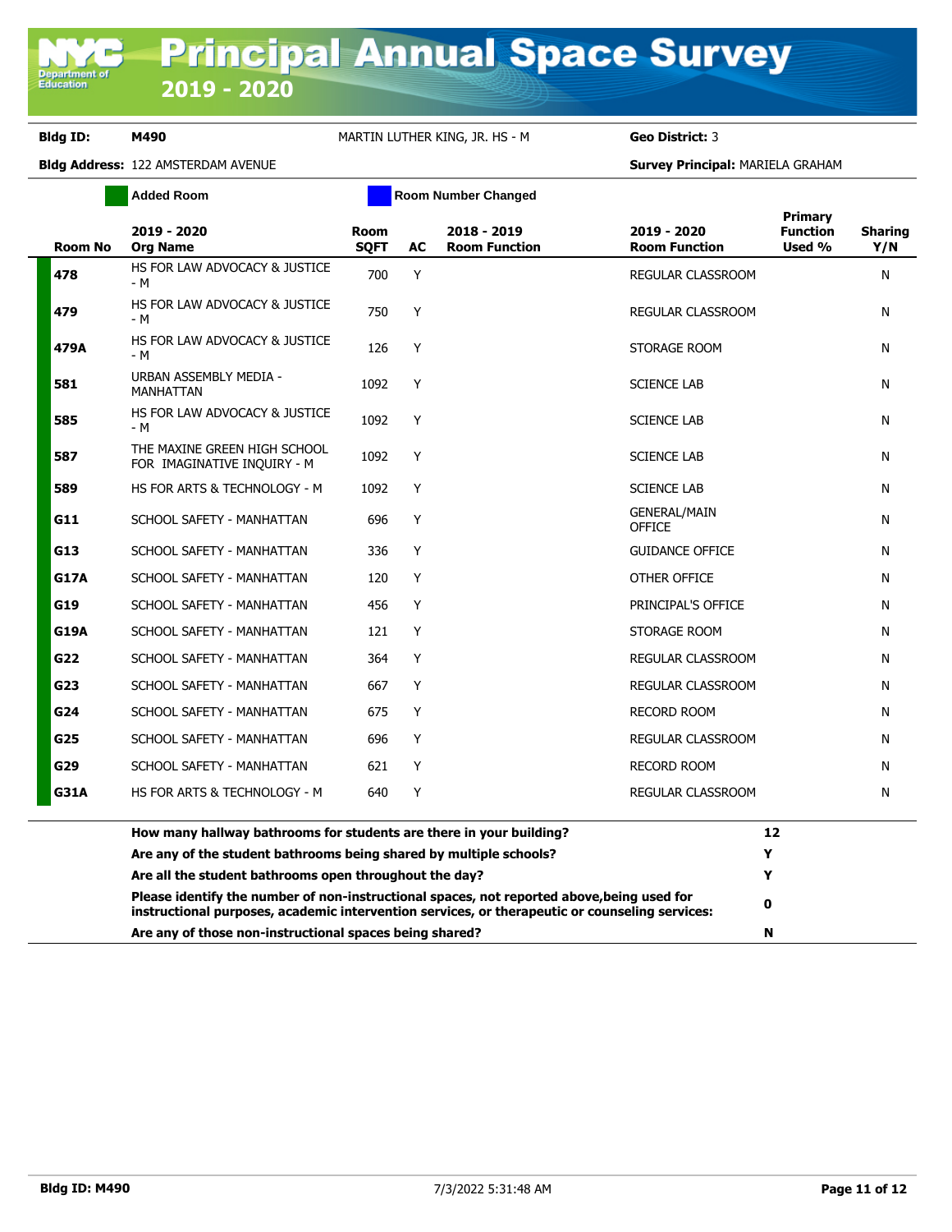# Principal Annual Space Survey 2019 - 2020

**Bldg ID:** M490 MARTIN LUTHER KING, JR. HS - M **Geo District:** 3

**Bldg Address:** 122 AMSTERDAM AVENUE **Survey Principal:** MARIELA GRAHAM

Added Room | Room Number Changed

| Room No | 2019 - 2020 Org Name | Room SQFT | AC | 2018 - 2019 Room Function | 2019 - 2020 Room Function | Primary Function Used % | Sharing Y/N |
|---|---|---|---|---|---|---|---|
| 478 | HS FOR LAW ADVOCACY & JUSTICE - M | 700 | Y | | REGULAR CLASSROOM | | N |
| 479 | HS FOR LAW ADVOCACY & JUSTICE - M | 750 | Y | | REGULAR CLASSROOM | | N |
| 479A | HS FOR LAW ADVOCACY & JUSTICE - M | 126 | Y | | STORAGE ROOM | | N |
| 581 | URBAN ASSEMBLY MEDIA - MANHATTAN | 1092 | Y | | SCIENCE LAB | | N |
| 585 | HS FOR LAW ADVOCACY & JUSTICE - M | 1092 | Y | | SCIENCE LAB | | N |
| 587 | THE MAXINE GREEN HIGH SCHOOL FOR IMAGINATIVE INQUIRY - M | 1092 | Y | | SCIENCE LAB | | N |
| 589 | HS FOR ARTS & TECHNOLOGY - M | 1092 | Y | | SCIENCE LAB | | N |
| G11 | SCHOOL SAFETY - MANHATTAN | 696 | Y | | GENERAL/MAIN OFFICE | | N |
| G13 | SCHOOL SAFETY - MANHATTAN | 336 | Y | | GUIDANCE OFFICE | | N |
| G17A | SCHOOL SAFETY - MANHATTAN | 120 | Y | | OTHER OFFICE | | N |
| G19 | SCHOOL SAFETY - MANHATTAN | 456 | Y | | PRINCIPAL'S OFFICE | | N |
| G19A | SCHOOL SAFETY - MANHATTAN | 121 | Y | | STORAGE ROOM | | N |
| G22 | SCHOOL SAFETY - MANHATTAN | 364 | Y | | REGULAR CLASSROOM | | N |
| G23 | SCHOOL SAFETY - MANHATTAN | 667 | Y | | REGULAR CLASSROOM | | N |
| G24 | SCHOOL SAFETY - MANHATTAN | 675 | Y | | RECORD ROOM | | N |
| G25 | SCHOOL SAFETY - MANHATTAN | 696 | Y | | REGULAR CLASSROOM | | N |
| G29 | SCHOOL SAFETY - MANHATTAN | 621 | Y | | RECORD ROOM | | N |
| G31A | HS FOR ARTS & TECHNOLOGY - M | 640 | Y | | REGULAR CLASSROOM | | N |

| Question | Answer |
|---|---|
| **How many hallway bathrooms for students are there in your building?** | **12** |
| **Are any of the student bathrooms being shared by multiple schools?** | **Y** |
| **Are all the student bathrooms open throughout the day?** | **Y** |
| **Please identify the number of non-instructional spaces, not reported above,being used for instructional purposes, academic intervention services, or therapeutic or counseling services:** | **0** |
| **Are any of those non-instructional spaces being shared?** | **N** |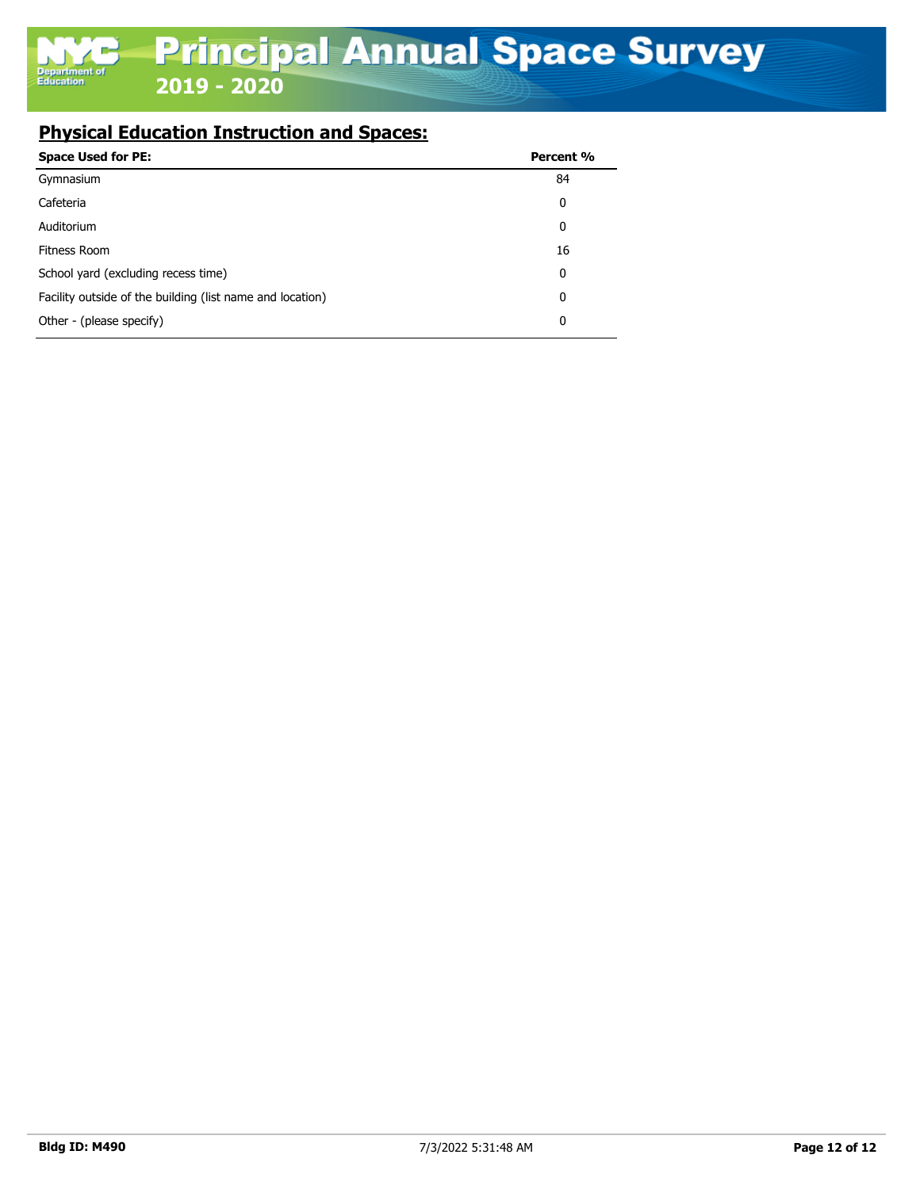## Physical Education Instruction and Spaces:

| Space Used for PE: | Percent % |
|---|---|
| Gymnasium | 84 |
| Cafeteria | 0 |
| Auditorium | 0 |
| Fitness Room | 16 |
| School yard (excluding recess time) | 0 |
| Facility outside of the building (list name and location) | 0 |
| Other - (please specify) | 0 |